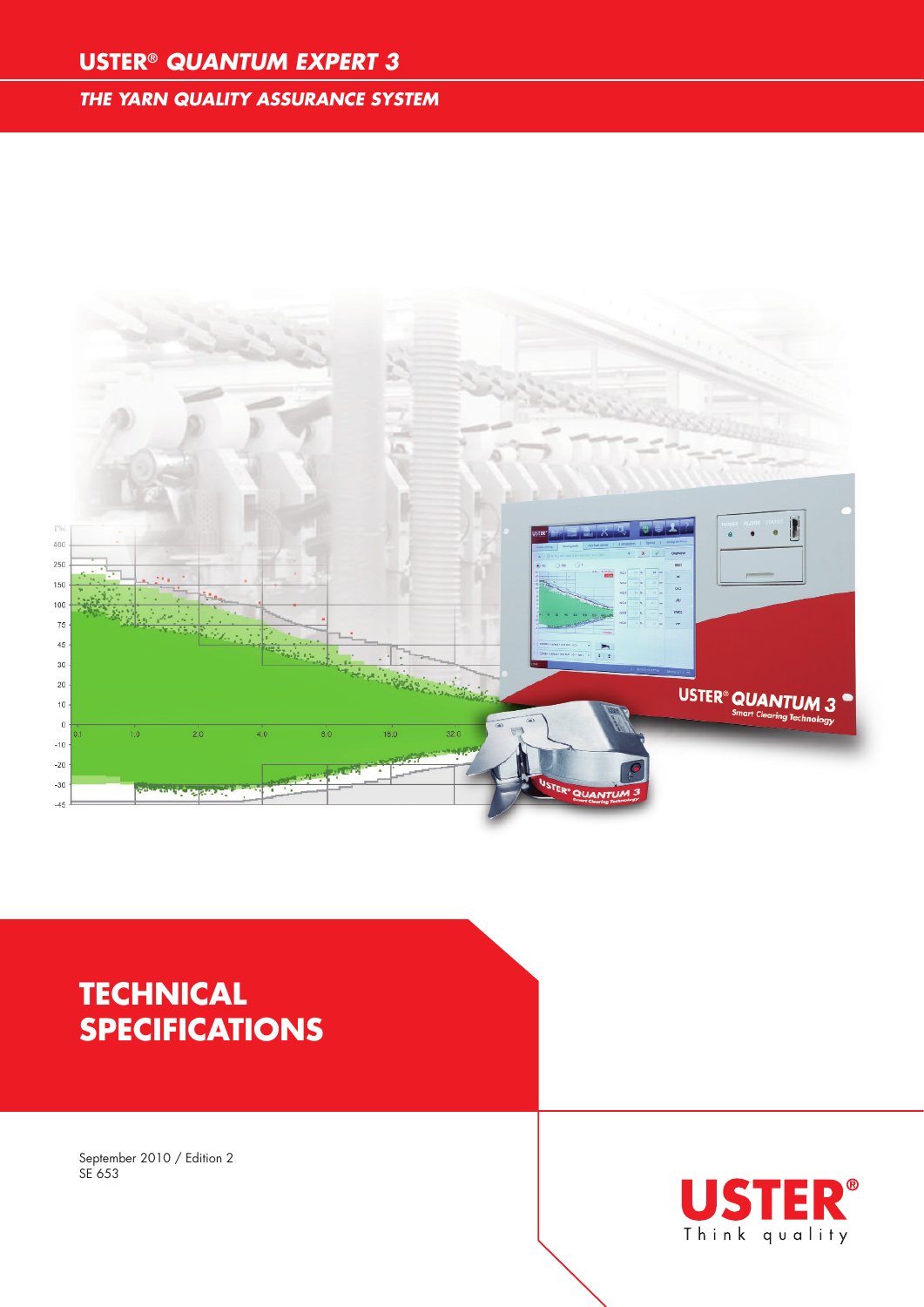# USTER® QUANTUM EXPERT 3

## THE YARN QUALITY ASSURANCE SYSTEM

# TECHNICAL SPECIFICATIONS

September 2010 / Edition 2
SE 653

USTER®
Think quality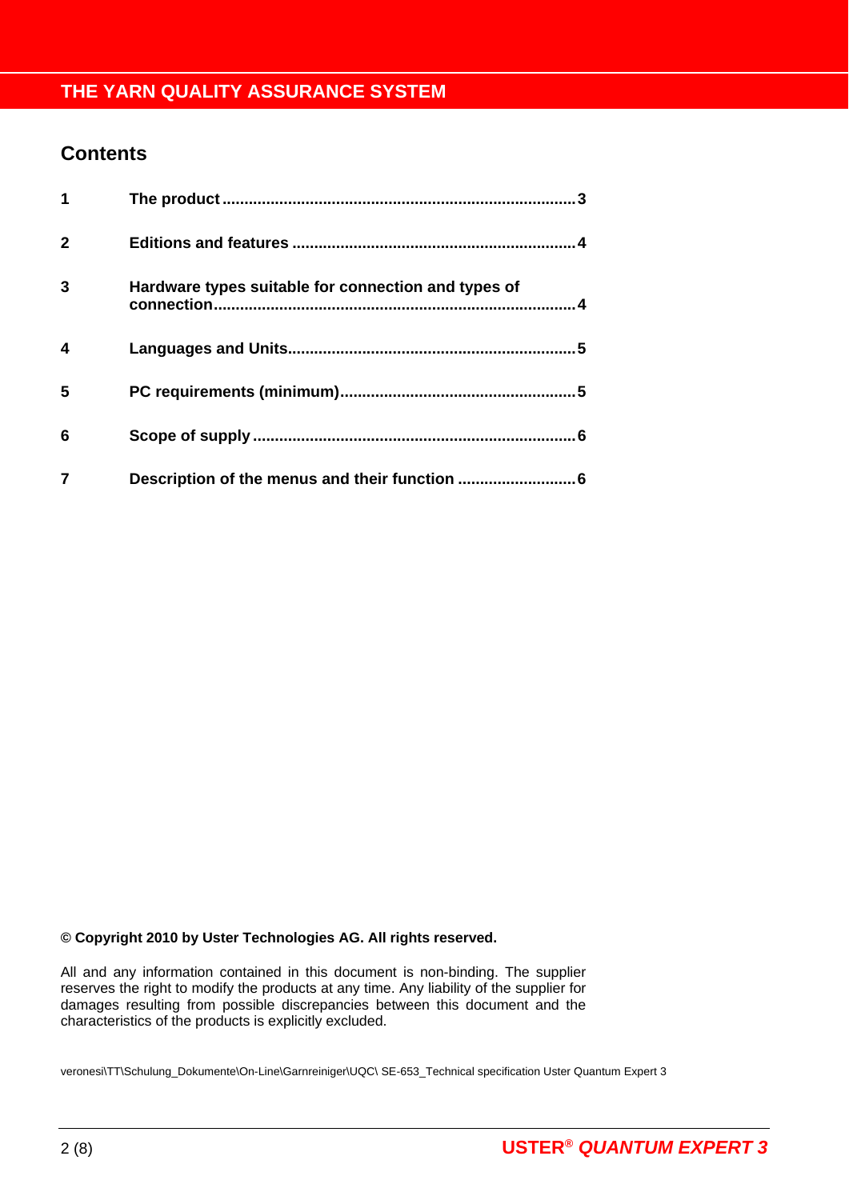## Contents

| | | |
|---|---|---|
| 1 | The product | 3 |
| 2 | Editions and features | 4 |
| 3 | Hardware types suitable for connection and types of connection | 4 |
| 4 | Languages and Units | 5 |
| 5 | PC requirements (minimum) | 5 |
| 6 | Scope of supply | 6 |
| 7 | Description of the menus and their function | 6 |

**© Copyright 2010 by Uster Technologies AG. All rights reserved.**

All and any information contained in this document is non-binding. The supplier reserves the right to modify the products at any time. Any liability of the supplier for damages resulting from possible discrepancies between this document and the characteristics of the products is explicitly excluded.

veronesi\TT\Schulung_Dokumente\On-Line\Garnreiniger\UQC\ SE-653_Technical specification Uster Quantum Expert 3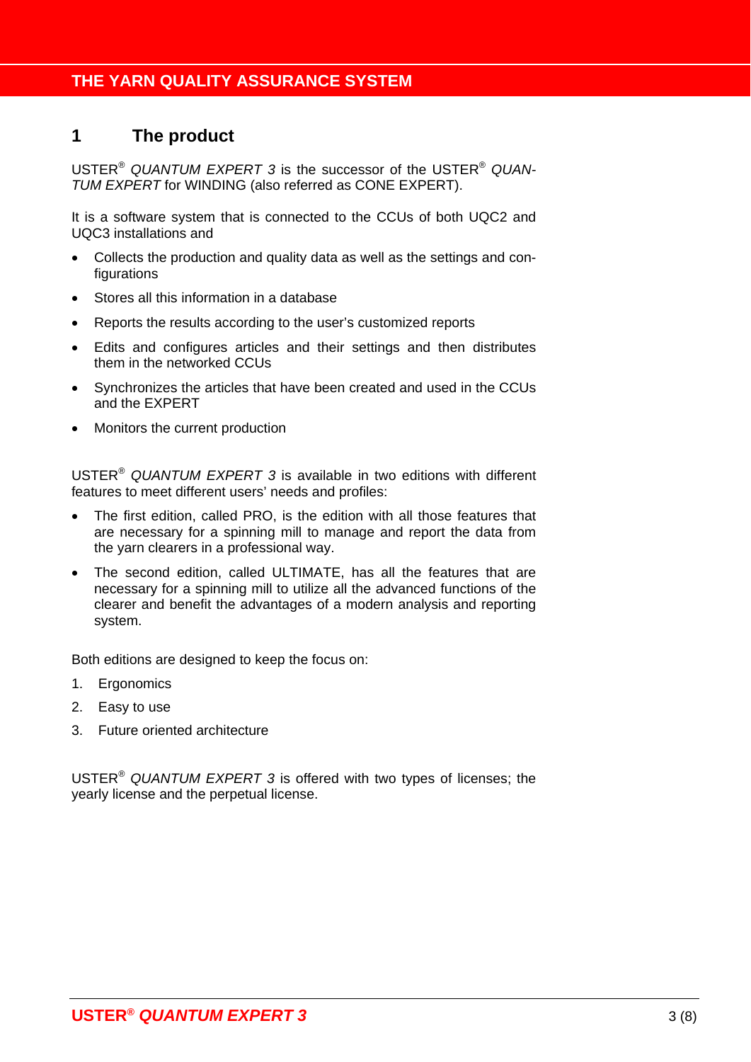# 1 The product

USTER® *QUANTUM EXPERT 3* is the successor of the USTER® *QUANTUM EXPERT* for WINDING (also referred as CONE EXPERT).

It is a software system that is connected to the CCUs of both UQC2 and UQC3 installations and

- Collects the production and quality data as well as the settings and configurations
- Stores all this information in a database
- Reports the results according to the user's customized reports
- Edits and configures articles and their settings and then distributes them in the networked CCUs
- Synchronizes the articles that have been created and used in the CCUs and the EXPERT
- Monitors the current production

USTER® *QUANTUM EXPERT 3* is available in two editions with different features to meet different users' needs and profiles:

- The first edition, called PRO, is the edition with all those features that are necessary for a spinning mill to manage and report the data from the yarn clearers in a professional way.
- The second edition, called ULTIMATE, has all the features that are necessary for a spinning mill to utilize all the advanced functions of the clearer and benefit the advantages of a modern analysis and reporting system.

Both editions are designed to keep the focus on:

1. Ergonomics
2. Easy to use
3. Future oriented architecture

USTER® *QUANTUM EXPERT 3* is offered with two types of licenses; the yearly license and the perpetual license.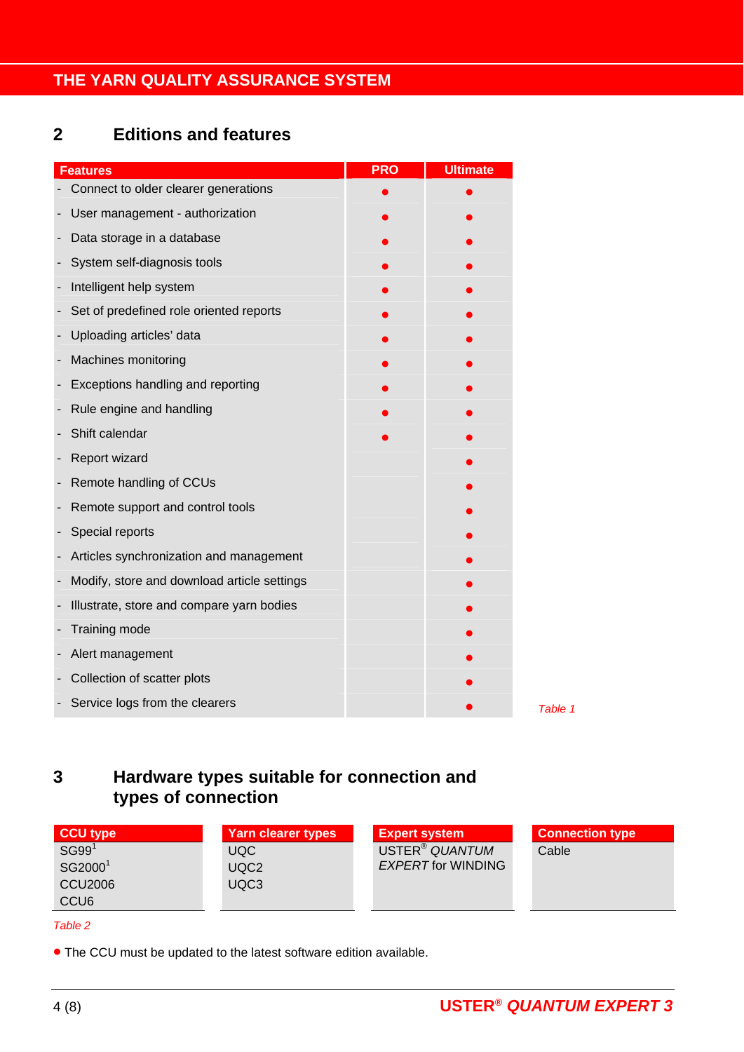## 2 Editions and features

| Features | PRO | Ultimate |
|---|---|---|
| - Connect to older clearer generations | ● | ● |
| - User management - authorization | ● | ● |
| - Data storage in a database | ● | ● |
| - System self-diagnosis tools | ● | ● |
| - Intelligent help system | ● | ● |
| - Set of predefined role oriented reports | ● | ● |
| - Uploading articles' data | ● | ● |
| - Machines monitoring | ● | ● |
| - Exceptions handling and reporting | ● | ● |
| - Rule engine and handling | ● | ● |
| - Shift calendar | ● | ● |
| - Report wizard | | ● |
| - Remote handling of CCUs | | ● |
| - Remote support and control tools | | ● |
| - Special reports | | ● |
| - Articles synchronization and management | | ● |
| - Modify, store and download article settings | | ● |
| - Illustrate, store and compare yarn bodies | | ● |
| - Training mode | | ● |
| - Alert management | | ● |
| - Collection of scatter plots | | ● |
| - Service logs from the clearers | | ● |

*Table 1*

## 3 Hardware types suitable for connection and types of connection

| CCU type | Yarn clearer types | Expert system | Connection type |
|---|---|---|---|
| SG99[1]<br>SG2000[1]<br>CCU2006<br>CCU6 | UQC<br>UQC2<br>UQC3 | USTER® *QUANTUM EXPERT* for WINDING | Cable |

*Table 2*

● The CCU must be updated to the latest software edition available.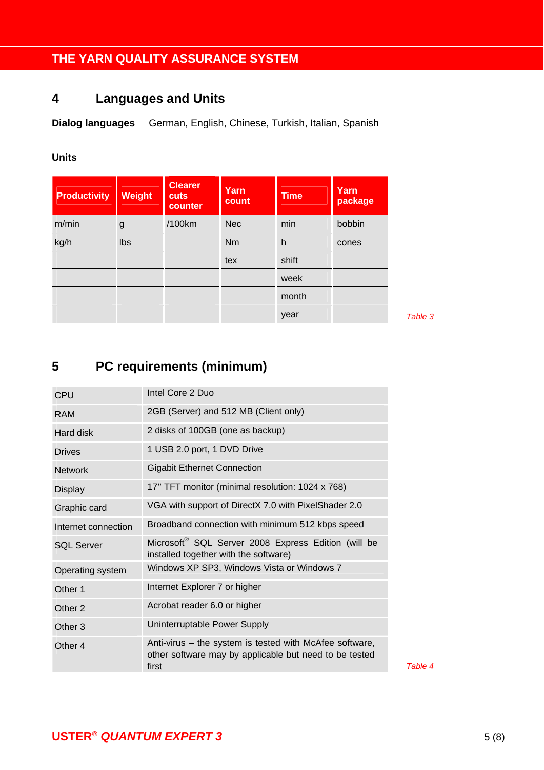## 4 Languages and Units

**Dialog languages** German, English, Chinese, Turkish, Italian, Spanish

**Units**

| Productivity | Weight | Clearer cuts counter | Yarn count | Time | Yarn package |
|---|---|---|---|---|---|
| m/min | g | /100km | Nec | min | bobbin |
| kg/h | lbs | | Nm | h | cones |
| | | | tex | shift | |
| | | | | week | |
| | | | | month | |
| | | | | year | |

*Table 3*

## 5 PC requirements (minimum)

| | |
|---|---|
| CPU | Intel Core 2 Duo |
| RAM | 2GB (Server) and 512 MB (Client only) |
| Hard disk | 2 disks of 100GB (one as backup) |
| Drives | 1 USB 2.0 port, 1 DVD Drive |
| Network | Gigabit Ethernet Connection |
| Display | 17'' TFT monitor (minimal resolution: 1024 x 768) |
| Graphic card | VGA with support of DirectX 7.0 with PixelShader 2.0 |
| Internet connection | Broadband connection with minimum 512 kbps speed |
| SQL Server | Microsoft® SQL Server 2008 Express Edition (will be installed together with the software) |
| Operating system | Windows XP SP3, Windows Vista or Windows 7 |
| Other 1 | Internet Explorer 7 or higher |
| Other 2 | Acrobat reader 6.0 or higher |
| Other 3 | Uninterruptable Power Supply |
| Other 4 | Anti-virus – the system is tested with McAfee software, other software may by applicable but need to be tested first |

*Table 4*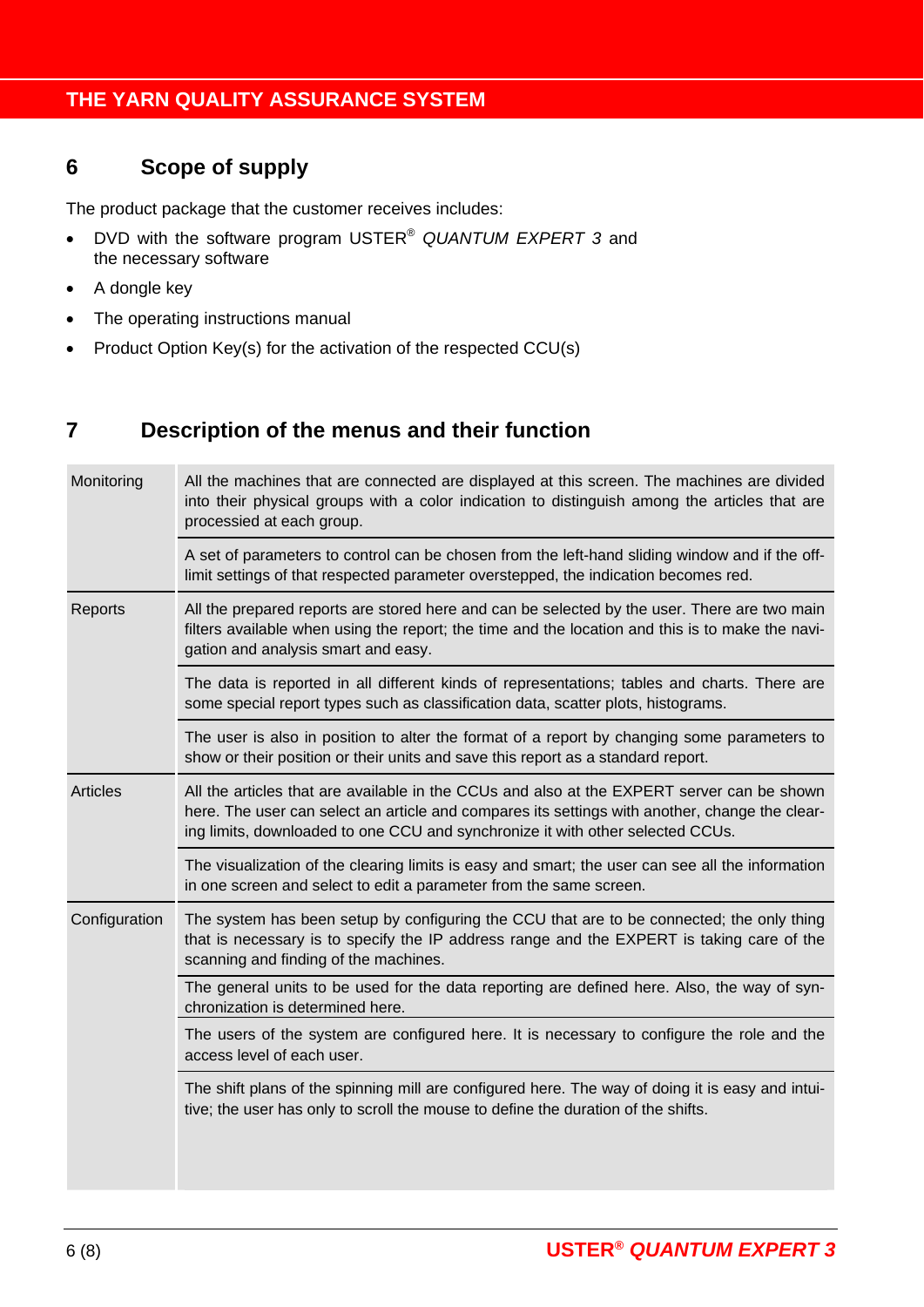## 6 Scope of supply

The product package that the customer receives includes:

- DVD with the software program USTER® *QUANTUM EXPERT 3* and the necessary software
- A dongle key
- The operating instructions manual
- Product Option Key(s) for the activation of the respected CCU(s)

## 7 Description of the menus and their function

| | |
|---|---|
| Monitoring | All the machines that are connected are displayed at this screen. The machines are divided into their physical groups with a color indication to distinguish among the articles that are processed at each group. |
| | A set of parameters to control can be chosen from the left-hand sliding window and if the off-limit settings of that respected parameter overstepped, the indication becomes red. |
| Reports | All the prepared reports are stored here and can be selected by the user. There are two main filters available when using the report; the time and the location and this is to make the navigation and analysis smart and easy. |
| | The data is reported in all different kinds of representations; tables and charts. There are some special report types such as classification data, scatter plots, histograms. |
| | The user is also in position to alter the format of a report by changing some parameters to show or their position or their units and save this report as a standard report. |
| Articles | All the articles that are available in the CCUs and also at the EXPERT server can be shown here. The user can select an article and compares its settings with another, change the clearing limits, downloaded to one CCU and synchronize it with other selected CCUs. |
| | The visualization of the clearing limits is easy and smart; the user can see all the information in one screen and select to edit a parameter from the same screen. |
| Configuration | The system has been setup by configuring the CCU that are to be connected; the only thing that is necessary is to specify the IP address range and the EXPERT is taking care of the scanning and finding of the machines. |
| | The general units to be used for the data reporting are defined here. Also, the way of synchronization is determined here. |
| | The users of the system are configured here. It is necessary to configure the role and the access level of each user. |
| | The shift plans of the spinning mill are configured here. The way of doing it is easy and intuitive; the user has only to scroll the mouse to define the duration of the shifts. |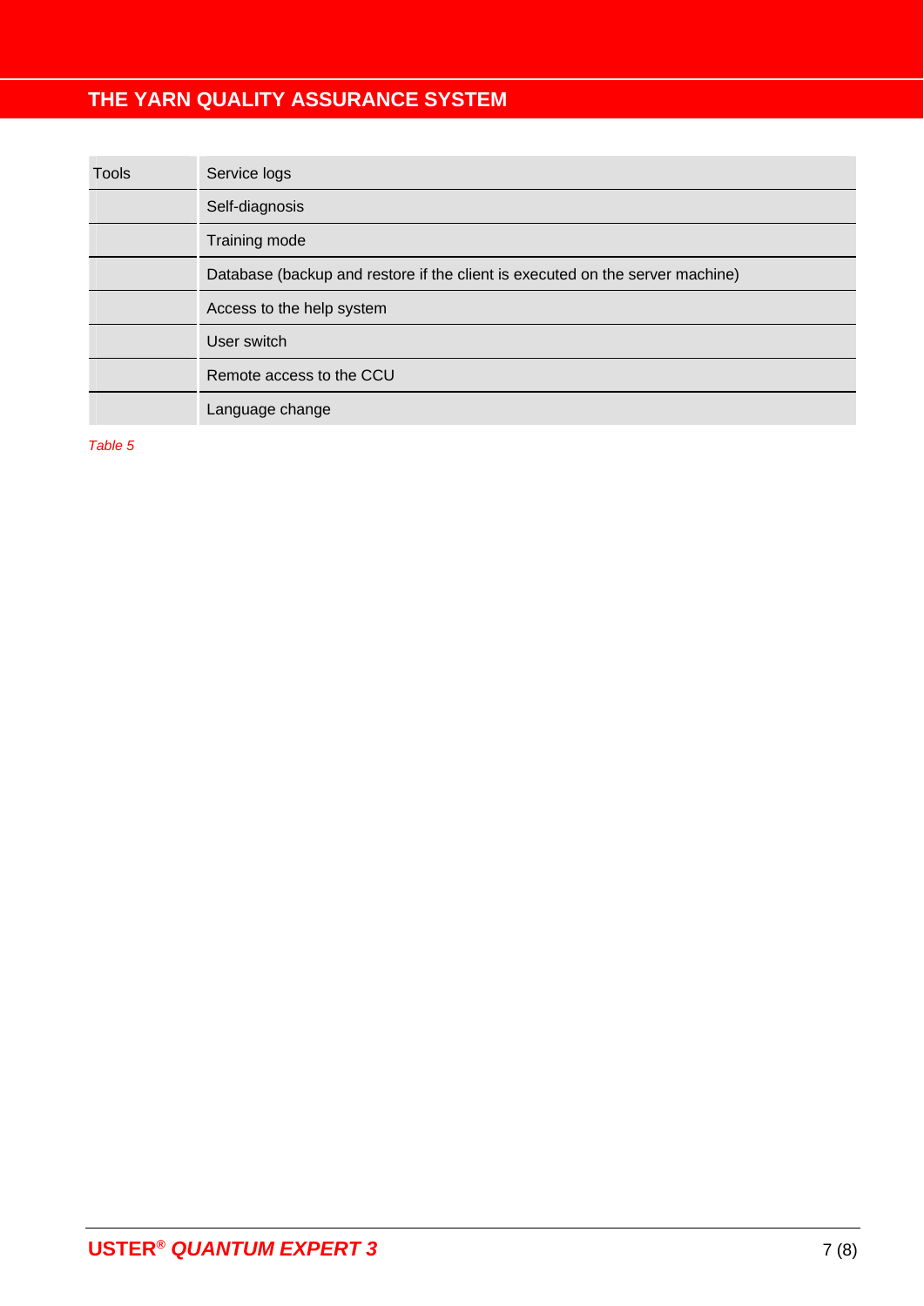| Tools | Service logs |
| --- | --- |
| | Self-diagnosis |
| | Training mode |
| | Database (backup and restore if the client is executed on the server machine) |
| | Access to the help system |
| | User switch |
| | Remote access to the CCU |
| | Language change |

*Table 5*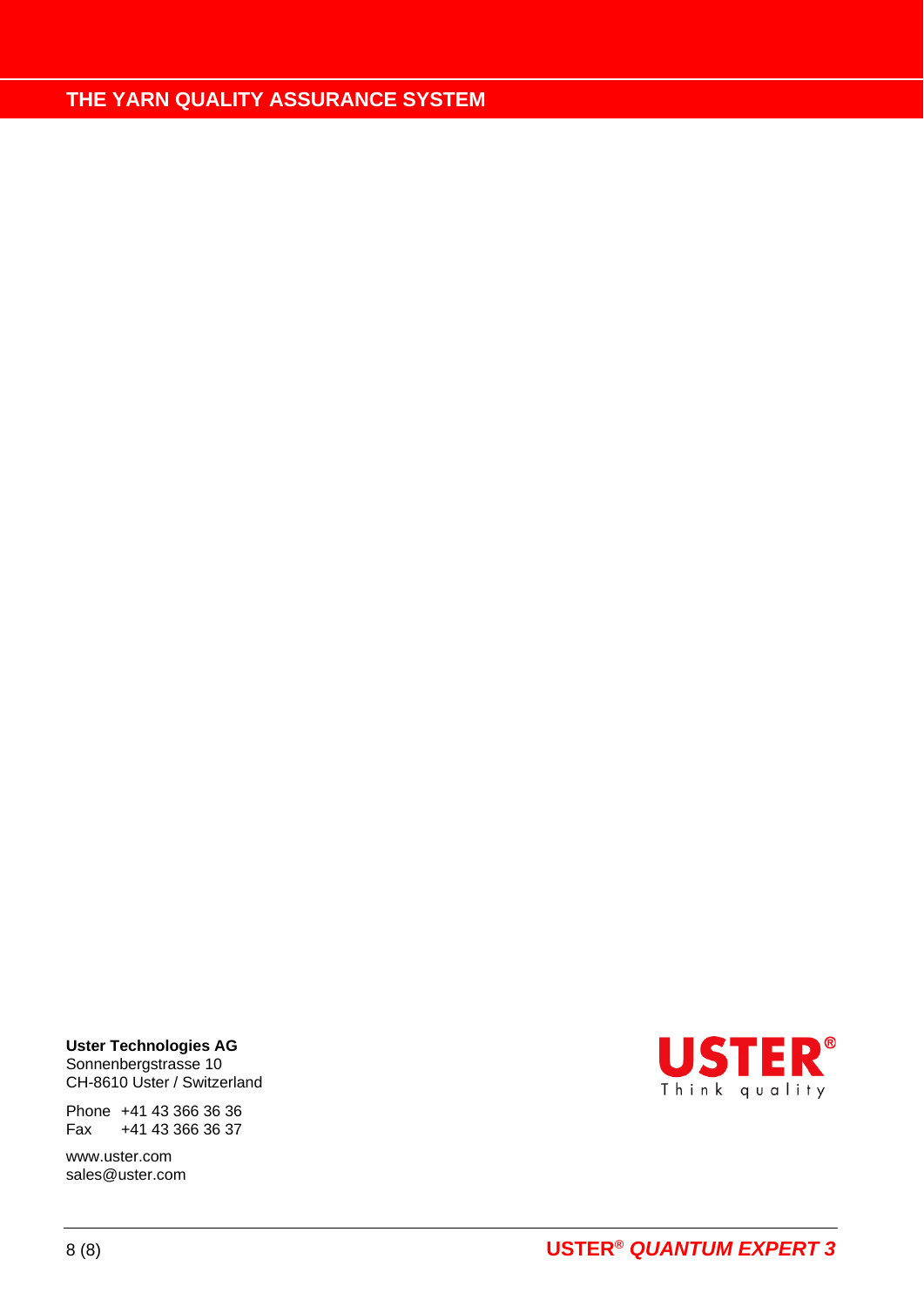**Uster Technologies AG**
Sonnenbergstrasse 10
CH-8610 Uster / Switzerland

Phone +41 43 366 36 36
Fax +41 43 366 36 37

www.uster.com
sales@uster.com